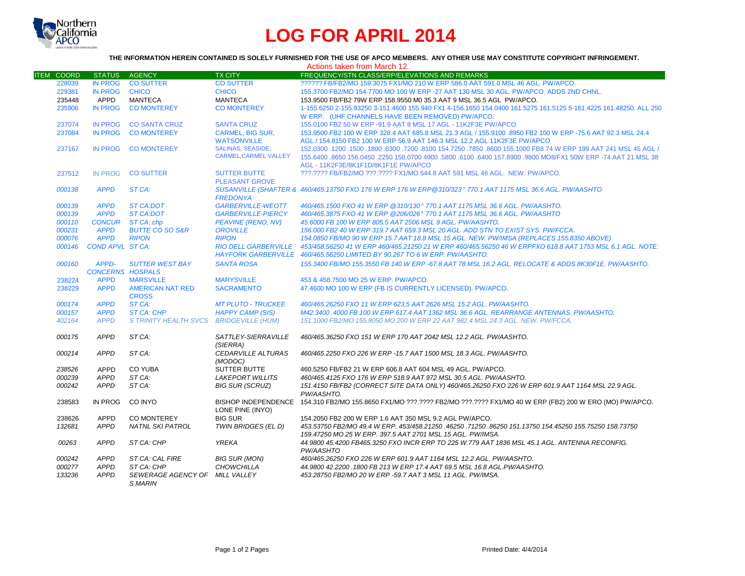# LOG FOR APRIL 2014

**THE INFORMATION HEREIN CONTAINED IS SOLELY FURNISHED FOR THE USE OF APCO MEMBERS. ANY OTHER USE MAY CONSTITUTE COPYRIGHT INFRINGEMENT.**

Actions taken from March 12.

| ITEM | COORD | STATUS | AGENCY | TX CITY | FREQUENCY/STN CLASS/ERP/ELEVATIONS AND REMARKS |
|---|---|---|---|---|---|
| | 228039 | IN PROG | CO SUTTER | CO SUTTER | ?????? FB/FB2/MO 159.3075 FX1/MO 210 W ERP 586.0 AAT 591.0 MSL 46 AGL. PW/APCO. |
| | 229381 | IN PROG | CHICO | CHICO | 155.3700 FB2/MO 154.7700 MO 100 W ERP -27 AAT 130 MSL 30 AGL. PW/APCO. ADDS 2ND CHNL. |
| | 235448 | APPD | MANTECA | MANTECA | 153.9500 FB/FB2 79W ERP 158.9550 M0 35.3 AAT 9 MSL 36.5 AGL PW/APCO. |
| | 235906 | IN PROG | CO MONTEREY | CO MONTEREY | 1-155.6250 2-155.93250 3-151.4600 155.940 FX1 4-156.1650 154.0400 161.5275 161.5125 5-161.4225 161.48250. ALL 250 W ERP. (UHF CHANNELS HAVE BEEN REMOVED) PW/APCO. |
| | 237074 | IN PROG | CO SANTA CRUZ | SANTA CRUZ | 155.0100 FB2 50 W ERP -91.9 AAT 8 MSL 17 AGL - 11K2F3E PW/APCO |
| | 237084 | IN PROG | CO MONTEREY | CARMEL, BIG SUR, WATSONVILLE | 153.9500 FB2 100 W ERP 328.4 AAT 685.8 MSL 21.3 AGL / 155.9100 .8950 FB2 100 W ERP -75.6 AAT 92.3 MSL 24.4 AGL / 154.8150 FB2 100 W ERP 56.9 AAT 146.3 MSL 12.2 AGL 11K2F3E PW/APCO |
| | 237167 | IN PROG | CO MONTEREY | SALINAS, SEASIDE, CARMEL,CARMEL VALLEY | 152.0300 .1200 .1500 .1800 .6300 .7200 .8100 154.7250 .7850 .8600 155.1000 FB8 74 W ERP 199 AAT 241 MSL 45 AGL / 155.6400 .8650 156.0450 .2250 158.0700 4900 .5800 .6100 .6400 157.8900 .9800 MO8/FX1 50W ERP -74 AAT 21 MSL 38 AGL - 11K2F3E/8K1F1D/8K1F1E PW/APCO |
| | 237512 | IN PROG | CO SUTTER | SUTTER BUTTE PLEASANT GROVE | ???.???? FB/FB2/MO ???.???? FX1/MO 544.8 AAT 591 MSL 46 AGL. NEW. PW/APCO. |
| | *000138* | *APPD* | *ST CA:* | *SUSANVILLE (SHAFTER & FREDONYA* | *460/465.13750 FXO 176 W ERP 176 W ERP@310/323° 770.1 AAT 1175 MSL 36.6 AGL. PW/AASHTO* |
| | *000139* | *APPD* | *ST CA:DOT* | *GARBERVILLE-WEOTT* | *460/465.1500 FXO 41 W ERP @310/130° 770.1 AAT 1175 MSL 36.6 AGL. PW/AASHTO.* |
| | *000139* | *APPD* | *ST CA:DOT* | *GARBERVILLE-PIERCY* | *460/465.3875 FXO 41 W ERP @206/026° 770.1 AAT 1175 MSL 36.6 AGL. PW/AASHTO* |
| | *000110* | *CONCUR* | *ST CA: chp* | *PEAVINE (RENO, NV)* | *45.6000 FB 100 W ERP 805.5 AAT 2506 MSL 9 AGL. PW/AASHTO.* |
| | *000231* | *APPD* | *BUTTE CO SO S&R* | *OROVILLE* | *156.000 FB2 40 W ERP 319.7 AAT 659.3 MSL 20 AGL. ADD STN TO EXIST SYS. PW/FCCA.* |
| | *000076* | *APPD* | *RIPON* | *RIPON* | *154.0850 FB/MO 90 W ERP 15.7 AAT 18.8 MSL 15 AGL. NEW. PW/IMSA.(REPLACES 155.8350 ABOVE)* |
| | *000146* | *COND APVL* | *ST CA:* | *RIO DELL GARBERVILLE HAYFORK GARBERVILLE* | *453/458.56250 41 W ERP 460/465.21250 21 W ERP 460/465.56250 46 W ERPFXO 618.8 AAT 1753 MSL 6.1 AGL. NOTE: 460/465.56250 LIMITED BY 90.267 TO 6 W ERP. PW/AASHTO.* |
| | *000160* | *APPD-CONCERNS* | *SUTTER WEST BAY HOSPALS* | *SANTA ROSA* | *155.3400 FB/MO 155.3550 FB 140 W ERP -67.8 AAT 78 MSL 16.2 AGL. RELOCATE & ADDS 8K30F1E. PW/AASHTO.* |
| | 238224 | APPD | MARSVILLE | MARYSVILLE | 453 & 458.7500 MO 25 W ERP. PW/APCO. |
| | 238229 | APPD | AMERICAN NAT RED CROSS | SACRAMENTO | 47.4600 MO 100 W ERP (FB IS CURRENTLY LICENSED). PW/APCO. |
| | *000174* | *APPD* | *ST CA:* | *MT PLUTO - TRUCKEE* | *460/465.26250 FXO 11 W ERP 623,5 AAT 2626 MSL 15.2 AGL. PW/AASHTO.* |
| | *000157* | *APPD* | *ST CA: CHP* | *HAPPY CAMP (SIS)* | *M42.3400 .4000 FB 100 W ERP 617.4 AAT 1362 MSL 36.6 AGL. REARRANGE ANTENNAS. PW/AASHTO.* |
| | *402164* | *APPD* | *S TRINITY HEALTH SVCS* | *BRIDGEVILLE (HUM)* | *151.1000 FB2/MO 155.8050 MO 200 W ERP 22 AAT 982.4 MSL 24.3 AGL. NEW. PW/FCCA.* |
| | *000175* | *APPD* | *ST CA:* | *SATTLEY-SIERRAVILLE (SIERRA)* | *460/465.36250 FXO 151 W ERP 170 AAT 2042 MSL 12.2 AGL. PW/AASHTO.* |
| | *000214* | *APPD* | *ST CA:* | *CEDARVILLE ALTURAS (MODOC)* | *460/465.2250 FXO 226 W ERP -15.7 AAT 1500 MSL 18.3 AGL. PW/AASHTO.* |
| | *238526* | APPD | CO YUBA | SUTTER BUTTE | 460.5250 FB/FB2 21 W ERP 606.8 AAT 604 MSL 49 AGL. PW/APCO. |
| | *000239* | *APPD* | *ST CA:* | *LAKEPORT WILLITS* | *460/465.4125 FXO 176 W ERP 518.9 AAT 972 MSL 30.5 AGL. PW/AASHTO.* |
| | *000242* | *APPD* | *ST CA:* | *BIG SUR (SCRUZ)* | *151.4150 FB/FB2 (CORRECT SITE DATA ONLY) 460/465.26250 FXO 226 W ERP 601.9 AAT 1164 MSL 22.9 AGL. PW/AASHTO.* |
| | 238583 | IN PROG | CO INYO | BISHOP INDEPENDENCE LONE PINE (INYO) | 154.310 FB2/MO 155.8650 FX1/MO ???.???? FB2/MO ???.???? FX1/MO 40 W ERP (FB2) 200 W ERO (MO) PW/APCO. |
| | 238626 | APPD | CO MONTEREY | BIG SUR | 154.2050 FB2 200 W ERP 1.6 AAT 350 MSL 9.2 AGL PW/APCO. |
| | *132681* | *APPD* | *NATNL SKI PATROL* | *TWIN BRIDGES (EL D)* | *453.53750 FB2/MO 49.4 W ERP. 453/458.21250 .46250 .71250 .86250 151.13750 154.45250 155.75250 158.73750 159.47250 MO 25 W ERP. 397.5 AAT 2701 MSL 15 AGL. PW/IMSA.* |
| | *00263* | *APPD* | *ST CA: CHP* | *YREKA* | *44.9800 45.4200 FB465.3250 FXO INCR ERP TO 225 W.779 AAT 1836 MSL 45.1 AGL. ANTENNA RECONFIG. PW/AASHTO* |
| | *000242* | *APPD* | *ST CA: CAL FIRE* | *BIG SUR (MON)* | *460/465.26250 FXO 226 W ERP 601.9 AAT 1164 MSL 12.2 AGL. PW/AASHTO.* |
| | *000277* | *APPD* | *ST CA: CHP* | *CHOWCHILLA* | *44.9800 42.2200 .1800 FB 213 W ERP 17.4 AAT 69.5 MSL 16.8 AGL.PW/AASHTO.* |
| | *133236* | *APPD* | *SEWERAGE AGENCY OF S MARIN* | *MILL VALLEY* | *453.28750 FB2/MO 20 W ERP -59.7 AAT 3 MSL 11 AGL. PW/IMSA.* |

Printed Date: 4/4/2014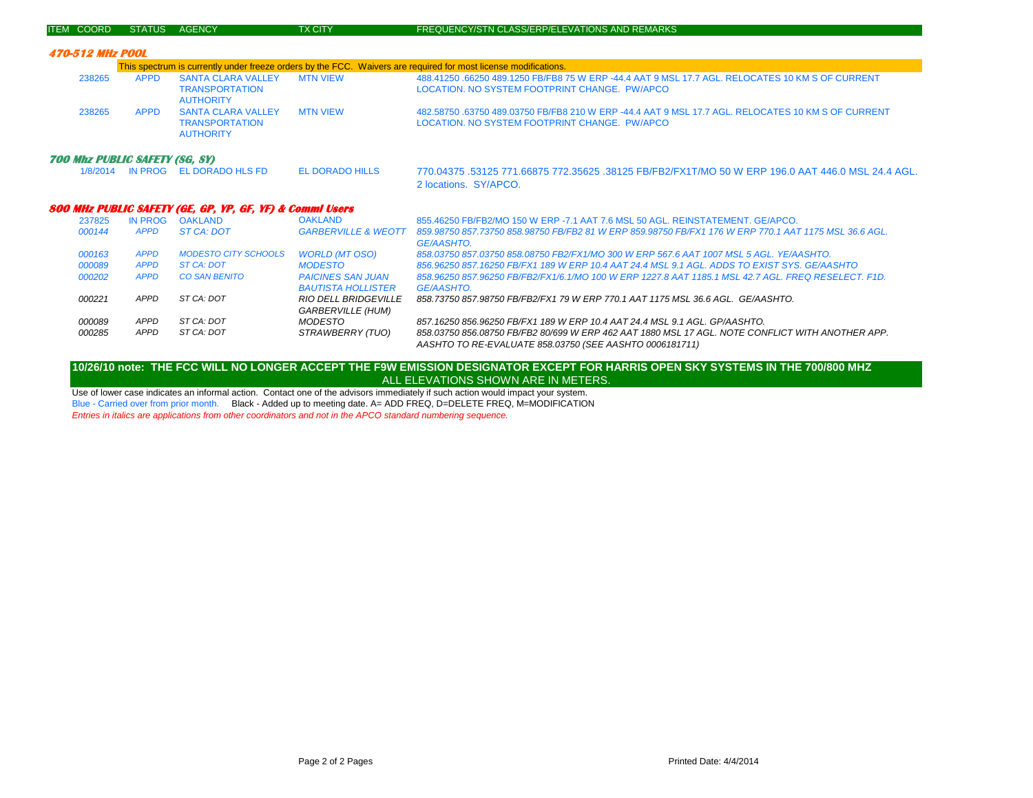| ITEM | COORD | STATUS | AGENCY | TX CITY | FREQUENCY/STN CLASS/ERP/ELEVATIONS AND REMARKS |
|---|---|---|---|---|---|
| ***470-512 MHz POOL*** | | | | | |
| | | | | | This spectrum is currently under freeze orders by the FCC. Waivers are required for most license modifications. |
| | 238265 | APPD | SANTA CLARA VALLEY TRANSPORTATION AUTHORITY | MTN VIEW | 488.41250 .66250 489.1250 FB/FB8 75 W ERP -44.4 AAT 9 MSL 17.7 AGL. RELOCATES 10 KM S OF CURRENT LOCATION. NO SYSTEM FOOTPRINT CHANGE. PW/APCO |
| | 238265 | APPD | SANTA CLARA VALLEY TRANSPORTATION AUTHORITY | MTN VIEW | 482.58750 .63750 489.03750 FB/FB8 210 W ERP -44.4 AAT 9 MSL 17.7 AGL. RELOCATES 10 KM S OF CURRENT LOCATION. NO SYSTEM FOOTPRINT CHANGE. PW/APCO |
| ***700 Mhz PUBLIC SAFETY (SG, SY)*** | | | | | |
| | 1/8/2014 | IN PROG | EL DORADO HLS FD | EL DORADO HILLS | 770.04375 .53125 771.66875 772.35625 .38125 FB/FB2/FX1T/MO 50 W ERP 196.0 AAT 446.0 MSL 24.4 AGL. 2 locations. SY/APCO. |
| ***800 MHz PUBLIC SAFETY (GE, GP, YP, GF, YF) & Comml Users*** | | | | | |
| | 237825 | IN PROG | OAKLAND | OAKLAND | 855.46250 FB/FB2/MO 150 W ERP -7.1 AAT 7.6 MSL 50 AGL. REINSTATEMENT. GE/APCO. |
| | *000144* | *APPD* | *ST CA: DOT* | *GARBERVILLE & WEOTT* | *859.98750 857.73750 858.98750 FB/FB2 81 W ERP 859.98750 FB/FX1 176 W ERP 770.1 AAT 1175 MSL 36.6 AGL. GE/AASHTO.* |
| | *000163* | *APPD* | *MODESTO CITY SCHOOLS* | *WORLD (MT OSO)* | *858.03750 857.03750 858.08750 FB2/FX1/MO 300 W ERP 567.6 AAT 1007 MSL 5 AGL. YE/AASHTO.* |
| | *000089* | *APPD* | *ST CA: DOT* | *MODESTO* | *856.96250 857.16250 FB/FX1 189 W ERP 10.4 AAT 24.4 MSL 9.1 AGL. ADDS TO EXIST SYS. GE/AASHTO* |
| | *000202* | *APPD* | *CO SAN BENITO* | *PAICINES SAN JUAN BAUTISTA HOLLISTER* | *858.96250 857.96250 FB/FB2/FX1/6.1/MO 100 W ERP 1227.8 AAT 1185.1 MSL 42.7 AGL. FREQ RESELECT. F1D. GE/AASHTO.* |
| | *000221* | *APPD* | *ST CA: DOT* | *RIO DELL BRIDGEVILLE GARBERVILLE (HUM)* | *858.73750 857.98750 FB/FB2/FX1 79 W ERP 770.1 AAT 1175 MSL 36.6 AGL. GE/AASHTO.* |
| | *000089* | *APPD* | *ST CA: DOT* | *MODESTO* | *857.16250 856.96250 FB/FX1 189 W ERP 10.4 AAT 24.4 MSL 9.1 AGL. GP/AASHTO.* |
| | *000285* | *APPD* | *ST CA: DOT* | *STRAWBERRY (TUO)* | *858.03750 856.08750 FB/FB2 80/699 W ERP 462 AAT 1880 MSL 17 AGL. NOTE CONFLICT WITH ANOTHER APP. AASHTO TO RE-EVALUATE 858.03750 (SEE AASHTO 0006181711)* |

**10/26/10 note: THE FCC WILL NO LONGER ACCEPT THE F9W EMISSION DESIGNATOR EXCEPT FOR HARRIS OPEN SKY SYSTEMS IN THE 700/800 MHZ**

ALL ELEVATIONS SHOWN ARE IN METERS.

Use of lower case indicates an informal action. Contact one of the advisors immediately if such action would impact your system.

Blue - Carried over from prior month. Black - Added up to meeting date. A= ADD FREQ, D=DELETE FREQ, M=MODIFICATION

*Entries in italics are applications from other coordinators and not in the APCO standard numbering sequence.*

Printed Date: 4/4/2014